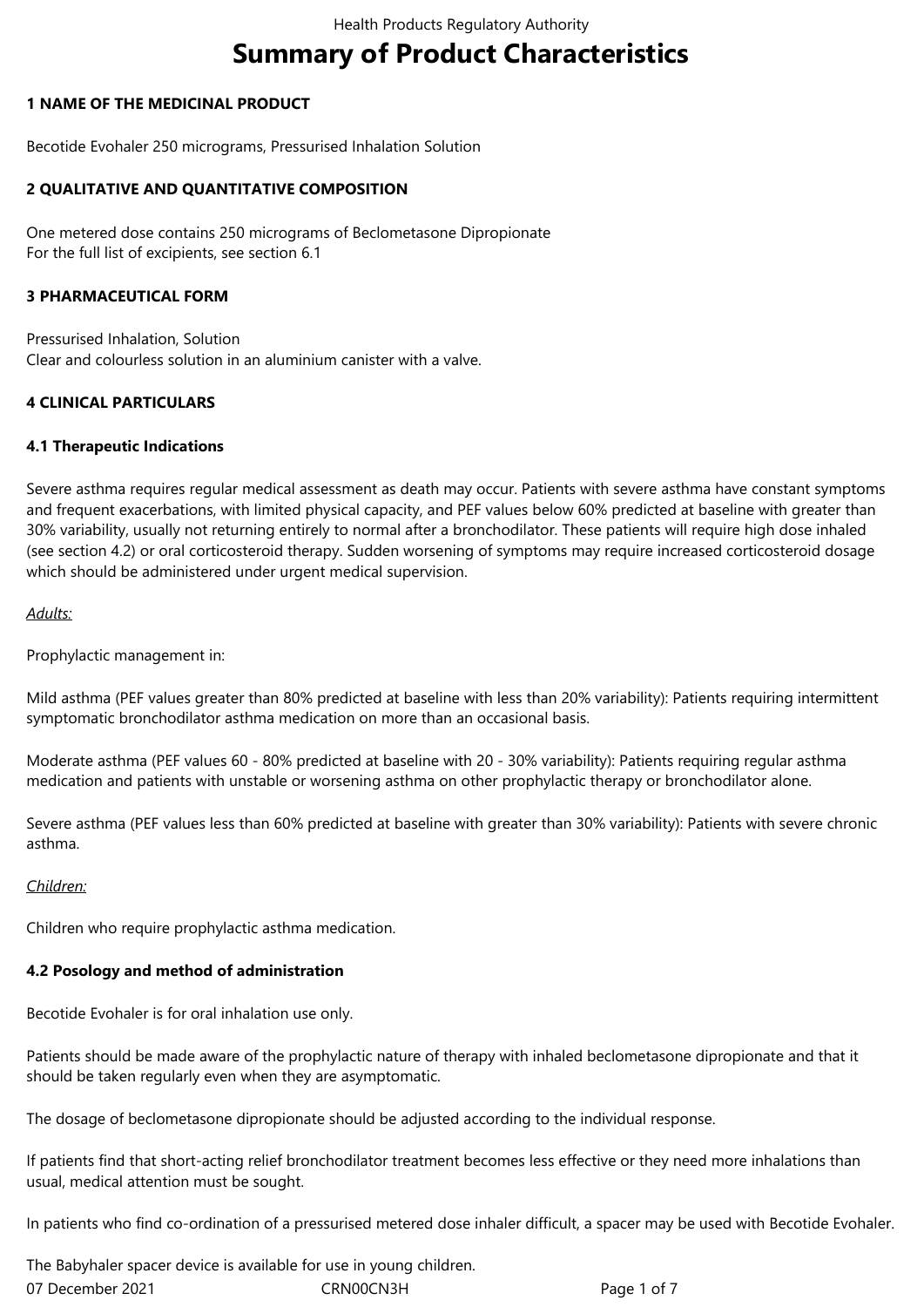# Summary of Product Characteristics

## 1 NAME OF THE MEDICINAL PRODUCT

Becotide Evohaler 250 micrograms, Pressurised Inhalation Solution

## 2 QUALITATIVE AND QUANTITATIVE COMPOSITION

One metered dose contains 250 micrograms of Beclometasone Dipropionate
For the full list of excipients, see section 6.1

## 3 PHARMACEUTICAL FORM

Pressurised Inhalation, Solution
Clear and colourless solution in an aluminium canister with a valve.

## 4 CLINICAL PARTICULARS

### 4.1 Therapeutic Indications

Severe asthma requires regular medical assessment as death may occur. Patients with severe asthma have constant symptoms and frequent exacerbations, with limited physical capacity, and PEF values below 60% predicted at baseline with greater than 30% variability, usually not returning entirely to normal after a bronchodilator. These patients will require high dose inhaled (see section 4.2) or oral corticosteroid therapy. Sudden worsening of symptoms may require increased corticosteroid dosage which should be administered under urgent medical supervision.

_Adults:_

Prophylactic management in:

Mild asthma (PEF values greater than 80% predicted at baseline with less than 20% variability): Patients requiring intermittent symptomatic bronchodilator asthma medication on more than an occasional basis.

Moderate asthma (PEF values 60 - 80% predicted at baseline with 20 - 30% variability): Patients requiring regular asthma medication and patients with unstable or worsening asthma on other prophylactic therapy or bronchodilator alone.

Severe asthma (PEF values less than 60% predicted at baseline with greater than 30% variability): Patients with severe chronic asthma.

_Children:_

Children who require prophylactic asthma medication.

### 4.2 Posology and method of administration

Becotide Evohaler is for oral inhalation use only.

Patients should be made aware of the prophylactic nature of therapy with inhaled beclometasone dipropionate and that it should be taken regularly even when they are asymptomatic.

The dosage of beclometasone dipropionate should be adjusted according to the individual response.

If patients find that short-acting relief bronchodilator treatment becomes less effective or they need more inhalations than usual, medical attention must be sought.

In patients who find co-ordination of a pressurised metered dose inhaler difficult, a spacer may be used with Becotide Evohaler.

The Babyhaler spacer device is available for use in young children.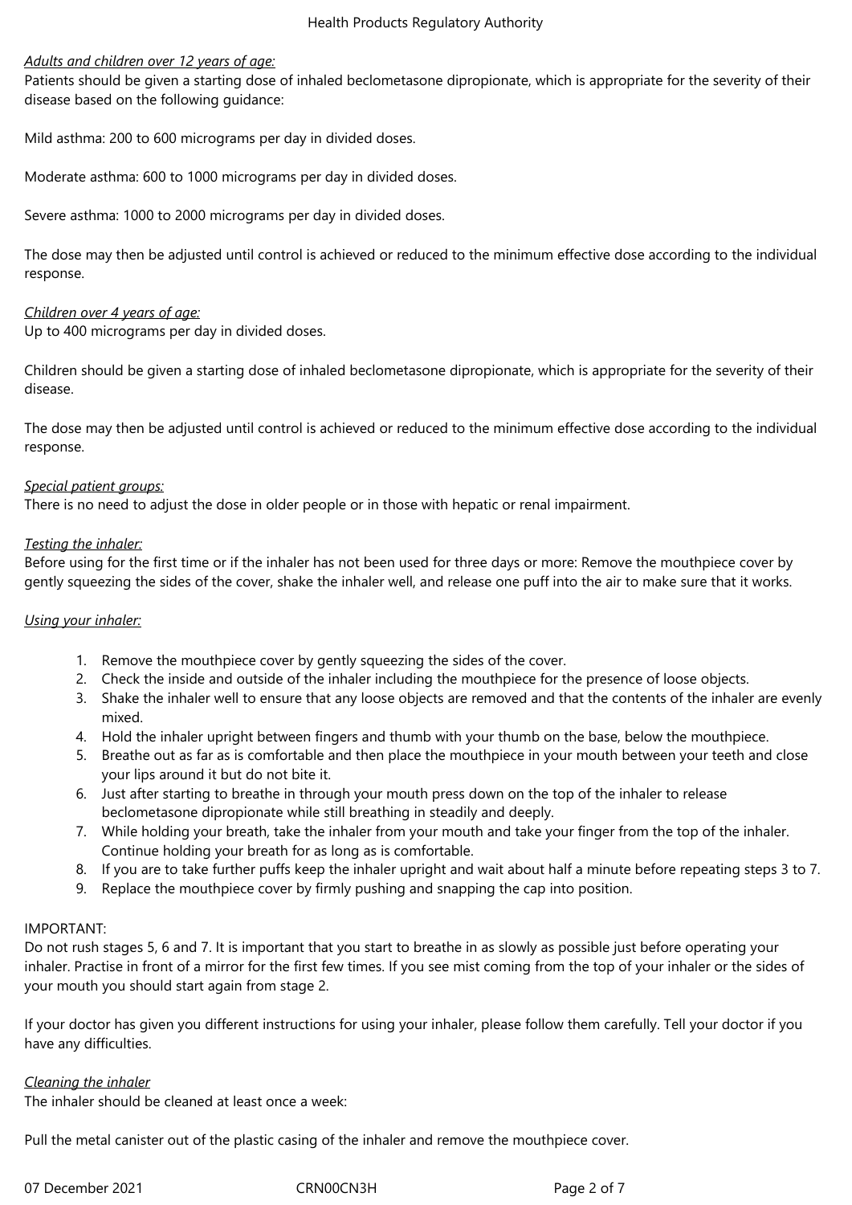*Adults and children over 12 years of age:*
Patients should be given a starting dose of inhaled beclometasone dipropionate, which is appropriate for the severity of their disease based on the following guidance:

Mild asthma: 200 to 600 micrograms per day in divided doses.

Moderate asthma: 600 to 1000 micrograms per day in divided doses.

Severe asthma: 1000 to 2000 micrograms per day in divided doses.

The dose may then be adjusted until control is achieved or reduced to the minimum effective dose according to the individual response.

*Children over 4 years of age:*
Up to 400 micrograms per day in divided doses.

Children should be given a starting dose of inhaled beclometasone dipropionate, which is appropriate for the severity of their disease.

The dose may then be adjusted until control is achieved or reduced to the minimum effective dose according to the individual response.

*Special patient groups:*
There is no need to adjust the dose in older people or in those with hepatic or renal impairment.

*Testing the inhaler:*
Before using for the first time or if the inhaler has not been used for three days or more: Remove the mouthpiece cover by gently squeezing the sides of the cover, shake the inhaler well, and release one puff into the air to make sure that it works.

*Using your inhaler:*

1. Remove the mouthpiece cover by gently squeezing the sides of the cover.
2. Check the inside and outside of the inhaler including the mouthpiece for the presence of loose objects.
3. Shake the inhaler well to ensure that any loose objects are removed and that the contents of the inhaler are evenly mixed.
4. Hold the inhaler upright between fingers and thumb with your thumb on the base, below the mouthpiece.
5. Breathe out as far as is comfortable and then place the mouthpiece in your mouth between your teeth and close your lips around it but do not bite it.
6. Just after starting to breathe in through your mouth press down on the top of the inhaler to release beclometasone dipropionate while still breathing in steadily and deeply.
7. While holding your breath, take the inhaler from your mouth and take your finger from the top of the inhaler. Continue holding your breath for as long as is comfortable.
8. If you are to take further puffs keep the inhaler upright and wait about half a minute before repeating steps 3 to 7.
9. Replace the mouthpiece cover by firmly pushing and snapping the cap into position.

IMPORTANT:
Do not rush stages 5, 6 and 7. It is important that you start to breathe in as slowly as possible just before operating your inhaler. Practise in front of a mirror for the first few times. If you see mist coming from the top of your inhaler or the sides of your mouth you should start again from stage 2.

If your doctor has given you different instructions for using your inhaler, please follow them carefully. Tell your doctor if you have any difficulties.

*Cleaning the inhaler*
The inhaler should be cleaned at least once a week:

Pull the metal canister out of the plastic casing of the inhaler and remove the mouthpiece cover.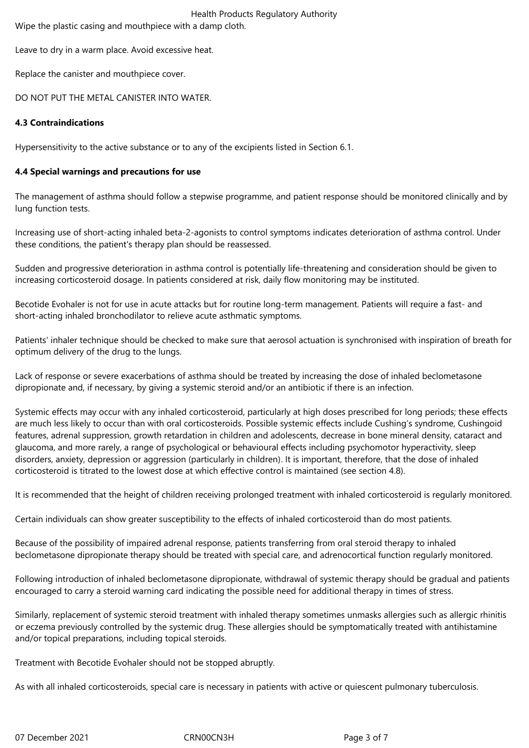Wipe the plastic casing and mouthpiece with a damp cloth.

Leave to dry in a warm place. Avoid excessive heat.

Replace the canister and mouthpiece cover.

DO NOT PUT THE METAL CANISTER INTO WATER.

**4.3 Contraindications**

Hypersensitivity to the active substance or to any of the excipients listed in Section 6.1.

**4.4 Special warnings and precautions for use**

The management of asthma should follow a stepwise programme, and patient response should be monitored clinically and by lung function tests.

Increasing use of short-acting inhaled beta-2-agonists to control symptoms indicates deterioration of asthma control. Under these conditions, the patient's therapy plan should be reassessed.

Sudden and progressive deterioration in asthma control is potentially life-threatening and consideration should be given to increasing corticosteroid dosage. In patients considered at risk, daily flow monitoring may be instituted.

Becotide Evohaler is not for use in acute attacks but for routine long-term management. Patients will require a fast- and short-acting inhaled bronchodilator to relieve acute asthmatic symptoms.

Patients' inhaler technique should be checked to make sure that aerosol actuation is synchronised with inspiration of breath for optimum delivery of the drug to the lungs.

Lack of response or severe exacerbations of asthma should be treated by increasing the dose of inhaled beclometasone dipropionate and, if necessary, by giving a systemic steroid and/or an antibiotic if there is an infection.

Systemic effects may occur with any inhaled corticosteroid, particularly at high doses prescribed for long periods; these effects are much less likely to occur than with oral corticosteroids. Possible systemic effects include Cushing's syndrome, Cushingoid features, adrenal suppression, growth retardation in children and adolescents, decrease in bone mineral density, cataract and glaucoma, and more rarely, a range of psychological or behavioural effects including psychomotor hyperactivity, sleep disorders, anxiety, depression or aggression (particularly in children). It is important, therefore, that the dose of inhaled corticosteroid is titrated to the lowest dose at which effective control is maintained (see section 4.8).

It is recommended that the height of children receiving prolonged treatment with inhaled corticosteroid is regularly monitored.

Certain individuals can show greater susceptibility to the effects of inhaled corticosteroid than do most patients.

Because of the possibility of impaired adrenal response, patients transferring from oral steroid therapy to inhaled beclometasone dipropionate therapy should be treated with special care, and adrenocortical function regularly monitored.

Following introduction of inhaled beclometasone dipropionate, withdrawal of systemic therapy should be gradual and patients encouraged to carry a steroid warning card indicating the possible need for additional therapy in times of stress.

Similarly, replacement of systemic steroid treatment with inhaled therapy sometimes unmasks allergies such as allergic rhinitis or eczema previously controlled by the systemic drug. These allergies should be symptomatically treated with antihistamine and/or topical preparations, including topical steroids.

Treatment with Becotide Evohaler should not be stopped abruptly.

As with all inhaled corticosteroids, special care is necessary in patients with active or quiescent pulmonary tuberculosis.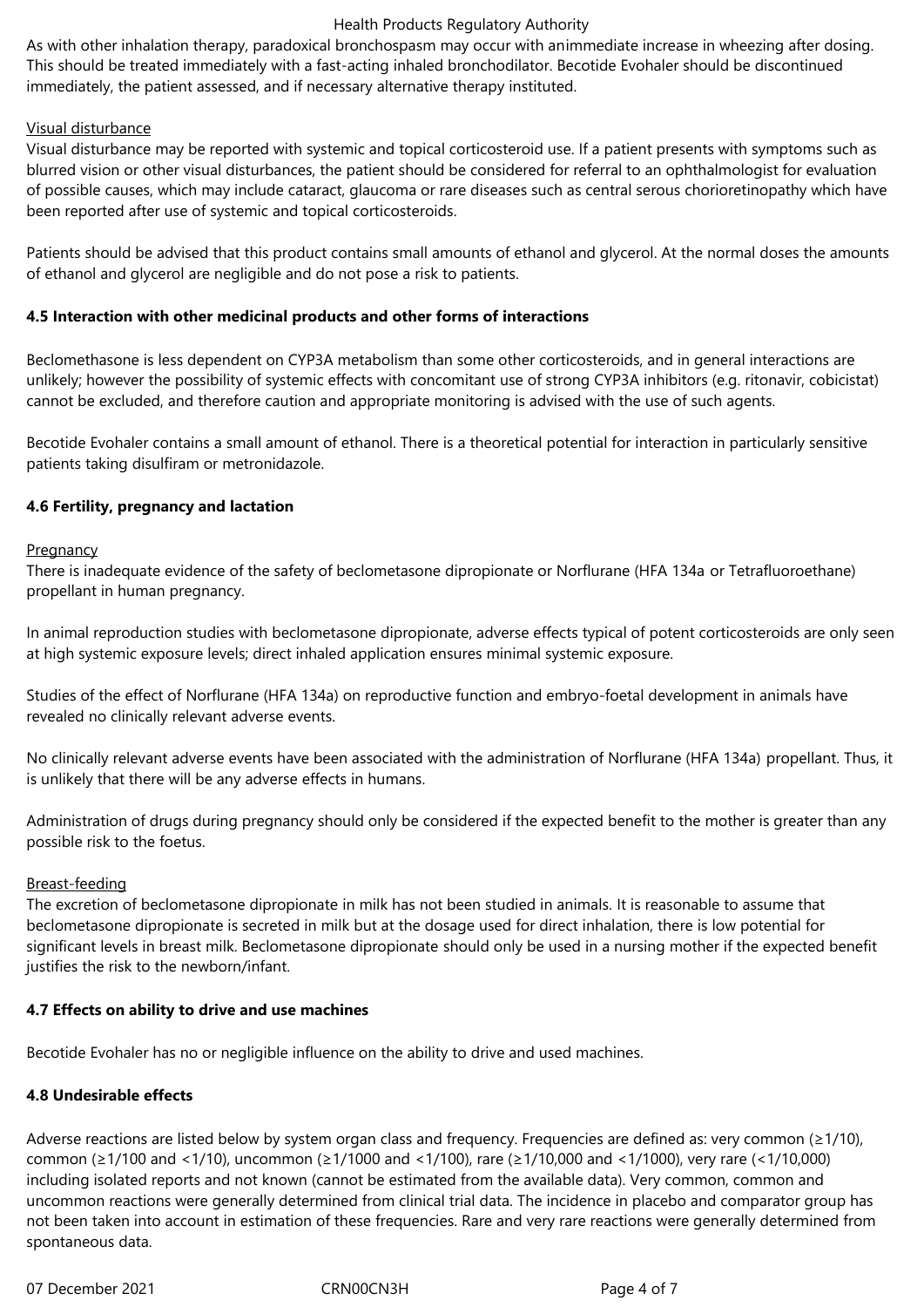As with other inhalation therapy, paradoxical bronchospasm may occur with animmediate increase in wheezing after dosing. This should be treated immediately with a fast-acting inhaled bronchodilator. Becotide Evohaler should be discontinued immediately, the patient assessed, and if necessary alternative therapy instituted.

Visual disturbance

Visual disturbance may be reported with systemic and topical corticosteroid use. If a patient presents with symptoms such as blurred vision or other visual disturbances, the patient should be considered for referral to an ophthalmologist for evaluation of possible causes, which may include cataract, glaucoma or rare diseases such as central serous chorioretinopathy which have been reported after use of systemic and topical corticosteroids.

Patients should be advised that this product contains small amounts of ethanol and glycerol. At the normal doses the amounts of ethanol and glycerol are negligible and do not pose a risk to patients.

**4.5 Interaction with other medicinal products and other forms of interactions**

Beclomethasone is less dependent on CYP3A metabolism than some other corticosteroids, and in general interactions are unlikely; however the possibility of systemic effects with concomitant use of strong CYP3A inhibitors (e.g. ritonavir, cobicistat) cannot be excluded, and therefore caution and appropriate monitoring is advised with the use of such agents.

Becotide Evohaler contains a small amount of ethanol. There is a theoretical potential for interaction in particularly sensitive patients taking disulfiram or metronidazole.

**4.6 Fertility, pregnancy and lactation**

Pregnancy

There is inadequate evidence of the safety of beclometasone dipropionate or Norflurane (HFA 134a or Tetrafluoroethane) propellant in human pregnancy.

In animal reproduction studies with beclometasone dipropionate, adverse effects typical of potent corticosteroids are only seen at high systemic exposure levels; direct inhaled application ensures minimal systemic exposure.

Studies of the effect of Norflurane (HFA 134a) on reproductive function and embryo-foetal development in animals have revealed no clinically relevant adverse events.

No clinically relevant adverse events have been associated with the administration of Norflurane (HFA 134a) propellant. Thus, it is unlikely that there will be any adverse effects in humans.

Administration of drugs during pregnancy should only be considered if the expected benefit to the mother is greater than any possible risk to the foetus.

Breast-feeding

The excretion of beclometasone dipropionate in milk has not been studied in animals. It is reasonable to assume that beclometasone dipropionate is secreted in milk but at the dosage used for direct inhalation, there is low potential for significant levels in breast milk. Beclometasone dipropionate should only be used in a nursing mother if the expected benefit justifies the risk to the newborn/infant.

**4.7 Effects on ability to drive and use machines**

Becotide Evohaler has no or negligible influence on the ability to drive and used machines.

**4.8 Undesirable effects**

Adverse reactions are listed below by system organ class and frequency. Frequencies are defined as: very common (≥1/10), common (≥1/100 and <1/10), uncommon (≥1/1000 and <1/100), rare (≥1/10,000 and <1/1000), very rare (<1/10,000) including isolated reports and not known (cannot be estimated from the available data). Very common, common and uncommon reactions were generally determined from clinical trial data. The incidence in placebo and comparator group has not been taken into account in estimation of these frequencies. Rare and very rare reactions were generally determined from spontaneous data.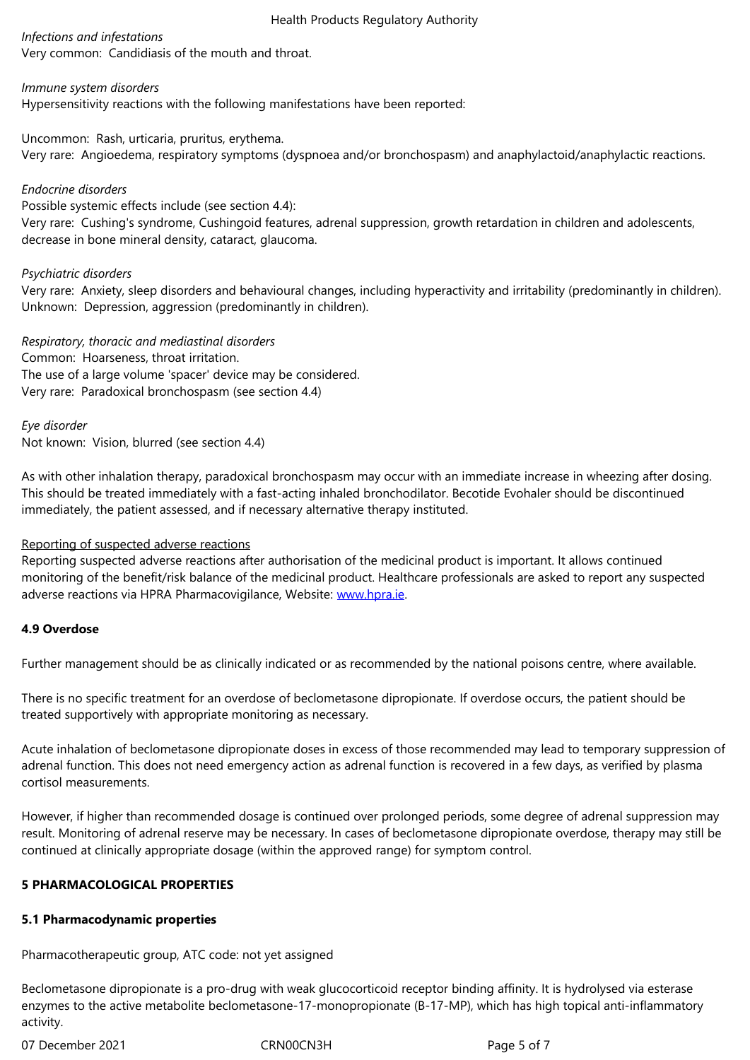*Infections and infestations*
Very common: Candidiasis of the mouth and throat.

*Immune system disorders*
Hypersensitivity reactions with the following manifestations have been reported:

Uncommon: Rash, urticaria, pruritus, erythema.
Very rare: Angioedema, respiratory symptoms (dyspnoea and/or bronchospasm) and anaphylactoid/anaphylactic reactions.

*Endocrine disorders*
Possible systemic effects include (see section 4.4):
Very rare: Cushing's syndrome, Cushingoid features, adrenal suppression, growth retardation in children and adolescents, decrease in bone mineral density, cataract, glaucoma.

*Psychiatric disorders*
Very rare: Anxiety, sleep disorders and behavioural changes, including hyperactivity and irritability (predominantly in children).
Unknown: Depression, aggression (predominantly in children).

*Respiratory, thoracic and mediastinal disorders*
Common: Hoarseness, throat irritation.
The use of a large volume 'spacer' device may be considered.
Very rare: Paradoxical bronchospasm (see section 4.4)

*Eye disorder*
Not known: Vision, blurred (see section 4.4)

As with other inhalation therapy, paradoxical bronchospasm may occur with an immediate increase in wheezing after dosing. This should be treated immediately with a fast-acting inhaled bronchodilator. Becotide Evohaler should be discontinued immediately, the patient assessed, and if necessary alternative therapy instituted.

Reporting of suspected adverse reactions
Reporting suspected adverse reactions after authorisation of the medicinal product is important. It allows continued monitoring of the benefit/risk balance of the medicinal product. Healthcare professionals are asked to report any suspected adverse reactions via HPRA Pharmacovigilance, Website: www.hpra.ie.

**4.9 Overdose**

Further management should be as clinically indicated or as recommended by the national poisons centre, where available.

There is no specific treatment for an overdose of beclometasone dipropionate. If overdose occurs, the patient should be treated supportively with appropriate monitoring as necessary.

Acute inhalation of beclometasone dipropionate doses in excess of those recommended may lead to temporary suppression of adrenal function. This does not need emergency action as adrenal function is recovered in a few days, as verified by plasma cortisol measurements.

However, if higher than recommended dosage is continued over prolonged periods, some degree of adrenal suppression may result. Monitoring of adrenal reserve may be necessary. In cases of beclometasone dipropionate overdose, therapy may still be continued at clinically appropriate dosage (within the approved range) for symptom control.

**5 PHARMACOLOGICAL PROPERTIES**

**5.1 Pharmacodynamic properties**

Pharmacotherapeutic group, ATC code: not yet assigned

Beclometasone dipropionate is a pro-drug with weak glucocorticoid receptor binding affinity. It is hydrolysed via esterase enzymes to the active metabolite beclometasone-17-monopropionate (B-17-MP), which has high topical anti-inflammatory activity.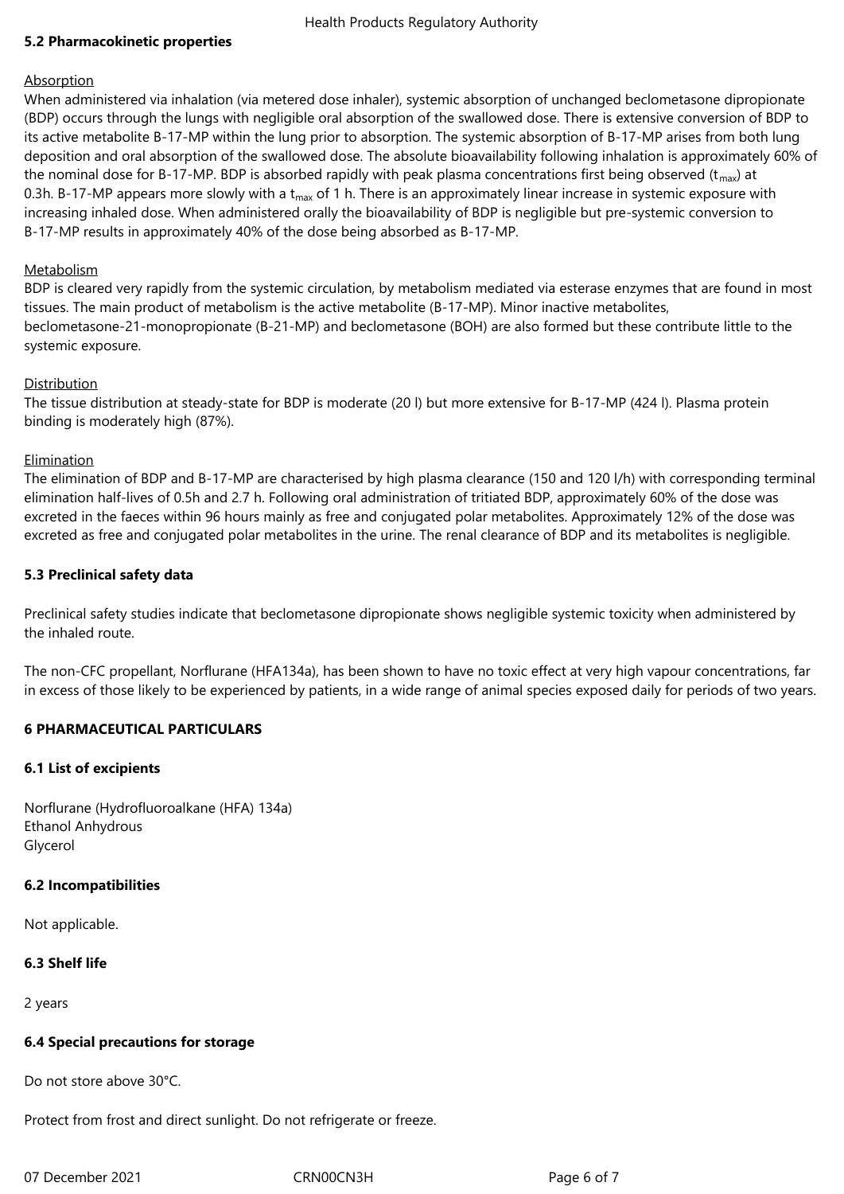### 5.2 Pharmacokinetic properties

Absorption

When administered via inhalation (via metered dose inhaler), systemic absorption of unchanged beclometasone dipropionate (BDP) occurs through the lungs with negligible oral absorption of the swallowed dose. There is extensive conversion of BDP to its active metabolite B-17-MP within the lung prior to absorption. The systemic absorption of B-17-MP arises from both lung deposition and oral absorption of the swallowed dose. The absolute bioavailability following inhalation is approximately 60% of the nominal dose for B-17-MP. BDP is absorbed rapidly with peak plasma concentrations first being observed ($t_{max}$) at 0.3h. B-17-MP appears more slowly with a $t_{max}$ of 1 h. There is an approximately linear increase in systemic exposure with increasing inhaled dose. When administered orally the bioavailability of BDP is negligible but pre-systemic conversion to B-17-MP results in approximately 40% of the dose being absorbed as B-17-MP.

Metabolism

BDP is cleared very rapidly from the systemic circulation, by metabolism mediated via esterase enzymes that are found in most tissues. The main product of metabolism is the active metabolite (B-17-MP). Minor inactive metabolites, beclometasone-21-monopropionate (B-21-MP) and beclometasone (BOH) are also formed but these contribute little to the systemic exposure.

Distribution

The tissue distribution at steady-state for BDP is moderate (20 l) but more extensive for B-17-MP (424 l). Plasma protein binding is moderately high (87%).

Elimination

The elimination of BDP and B-17-MP are characterised by high plasma clearance (150 and 120 l/h) with corresponding terminal elimination half-lives of 0.5h and 2.7 h. Following oral administration of tritiated BDP, approximately 60% of the dose was excreted in the faeces within 96 hours mainly as free and conjugated polar metabolites. Approximately 12% of the dose was excreted as free and conjugated polar metabolites in the urine. The renal clearance of BDP and its metabolites is negligible.

### 5.3 Preclinical safety data

Preclinical safety studies indicate that beclometasone dipropionate shows negligible systemic toxicity when administered by the inhaled route.

The non-CFC propellant, Norflurane (HFA134a), has been shown to have no toxic effect at very high vapour concentrations, far in excess of those likely to be experienced by patients, in a wide range of animal species exposed daily for periods of two years.

## 6 PHARMACEUTICAL PARTICULARS

### 6.1 List of excipients

Norflurane (Hydrofluoroalkane (HFA) 134a)
Ethanol Anhydrous
Glycerol

### 6.2 Incompatibilities

Not applicable.

### 6.3 Shelf life

2 years

### 6.4 Special precautions for storage

Do not store above 30°C.

Protect from frost and direct sunlight. Do not refrigerate or freeze.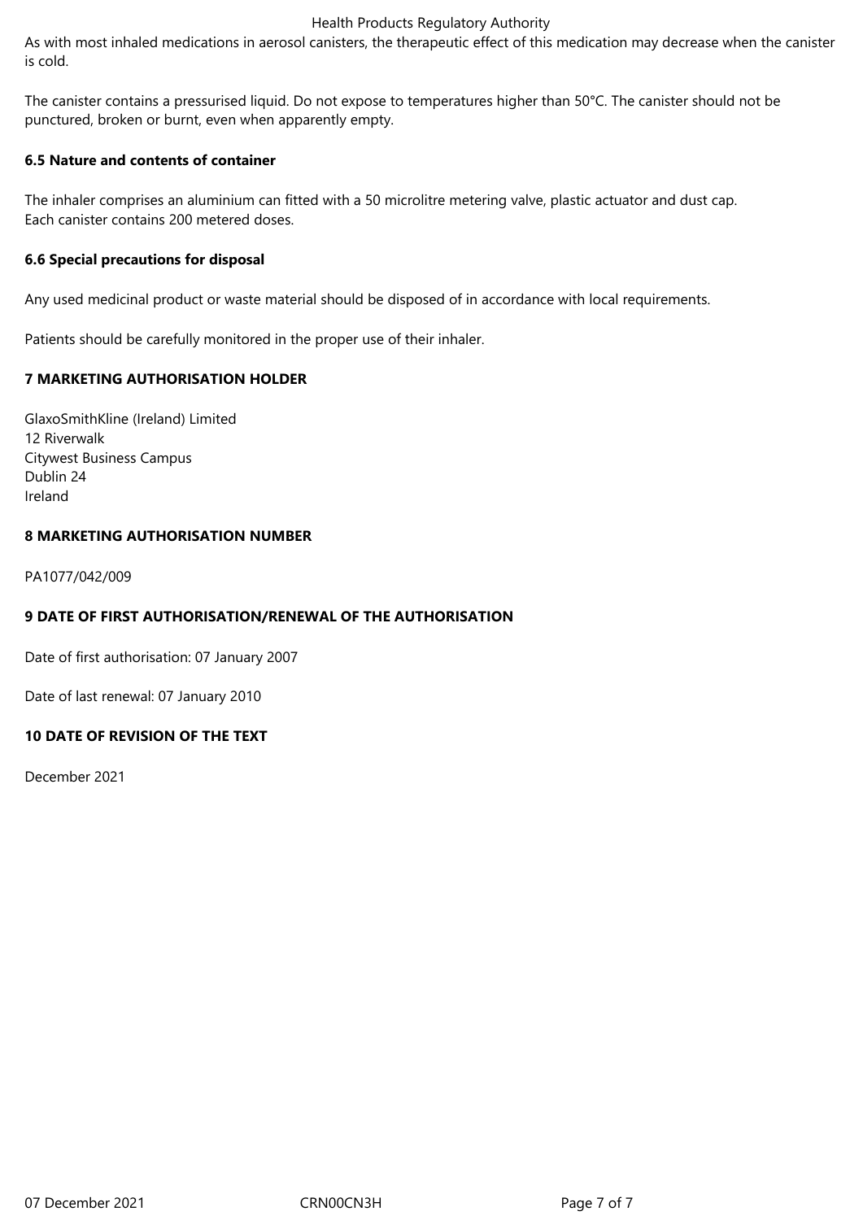As with most inhaled medications in aerosol canisters, the therapeutic effect of this medication may decrease when the canister is cold.

The canister contains a pressurised liquid. Do not expose to temperatures higher than 50°C. The canister should not be punctured, broken or burnt, even when apparently empty.

### 6.5 Nature and contents of container

The inhaler comprises an aluminium can fitted with a 50 microlitre metering valve, plastic actuator and dust cap.
Each canister contains 200 metered doses.

### 6.6 Special precautions for disposal

Any used medicinal product or waste material should be disposed of in accordance with local requirements.

Patients should be carefully monitored in the proper use of their inhaler.

## 7 MARKETING AUTHORISATION HOLDER

GlaxoSmithKline (Ireland) Limited
12 Riverwalk
Citywest Business Campus
Dublin 24
Ireland

## 8 MARKETING AUTHORISATION NUMBER

PA1077/042/009

## 9 DATE OF FIRST AUTHORISATION/RENEWAL OF THE AUTHORISATION

Date of first authorisation: 07 January 2007

Date of last renewal: 07 January 2010

## 10 DATE OF REVISION OF THE TEXT

December 2021